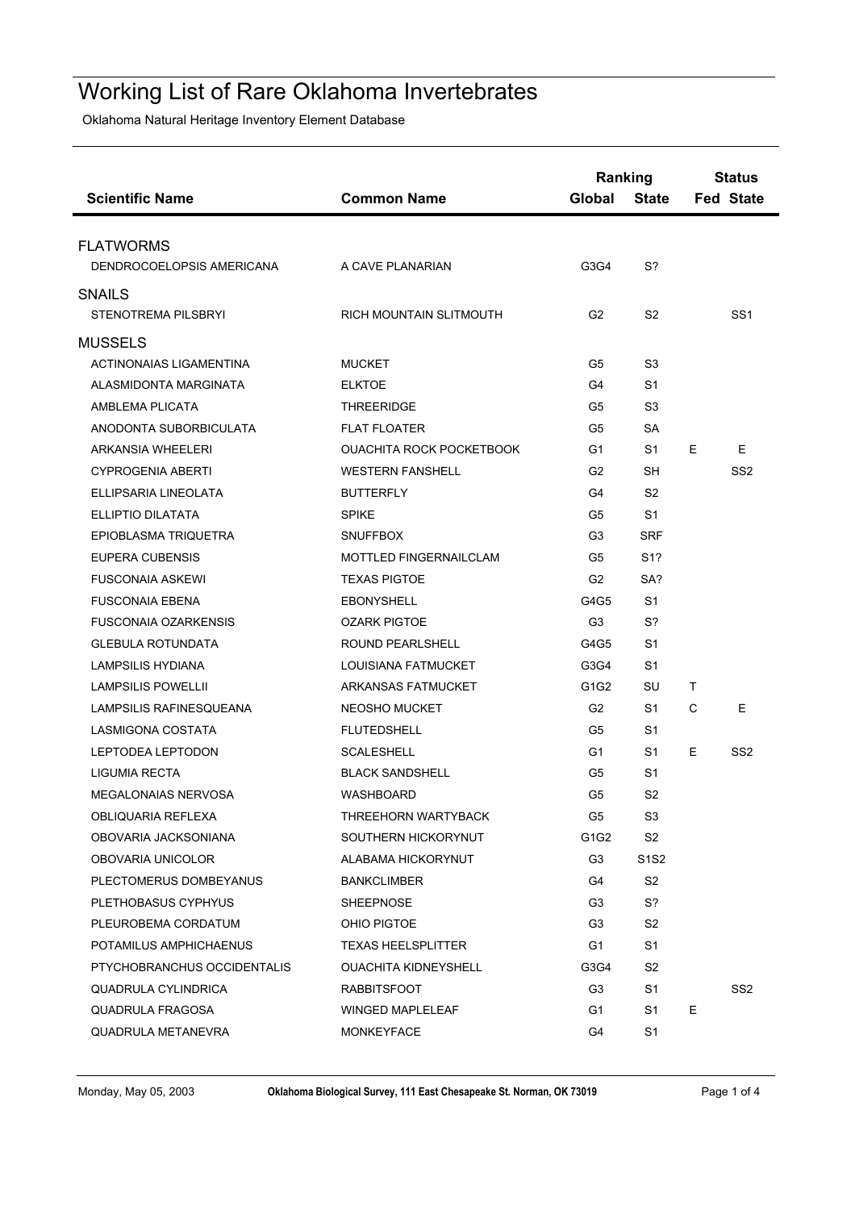# Working List of Rare Oklahoma Invertebrates

Oklahoma Natural Heritage Inventory Element Database

| Scientific Name | Common Name | Ranking | | Status | |
|---|---|---|---|---|---|
| | | Global | State | Fed | State |
| **FLATWORMS** | | | | | |
| DENDROCOELOPSIS AMERICANA | A CAVE PLANARIAN | G3G4 | S? | | |
| **SNAILS** | | | | | |
| STENOTREMA PILSBRYI | RICH MOUNTAIN SLITMOUTH | G2 | S2 | | SS1 |
| **MUSSELS** | | | | | |
| ACTINONAIAS LIGAMENTINA | MUCKET | G5 | S3 | | |
| ALASMIDONTA MARGINATA | ELKTOE | G4 | S1 | | |
| AMBLEMA PLICATA | THREERIDGE | G5 | S3 | | |
| ANODONTA SUBORBICULATA | FLAT FLOATER | G5 | SA | | |
| ARKANSIA WHEELERI | OUACHITA ROCK POCKETBOOK | G1 | S1 | E | E |
| CYPROGENIA ABERTI | WESTERN FANSHELL | G2 | SH | | SS2 |
| ELLIPSARIA LINEOLATA | BUTTERFLY | G4 | S2 | | |
| ELLIPTIO DILATATA | SPIKE | G5 | S1 | | |
| EPIOBLASMA TRIQUETRA | SNUFFBOX | G3 | SRF | | |
| EUPERA CUBENSIS | MOTTLED FINGERNAILCLAM | G5 | S1? | | |
| FUSCONAIA ASKEWI | TEXAS PIGTOE | G2 | SA? | | |
| FUSCONAIA EBENA | EBONYSHELL | G4G5 | S1 | | |
| FUSCONAIA OZARKENSIS | OZARK PIGTOE | G3 | S? | | |
| GLEBULA ROTUNDATA | ROUND PEARLSHELL | G4G5 | S1 | | |
| LAMPSILIS HYDIANA | LOUISIANA FATMUCKET | G3G4 | S1 | | |
| LAMPSILIS POWELLII | ARKANSAS FATMUCKET | G1G2 | SU | T | |
| LAMPSILIS RAFINESQUEANA | NEOSHO MUCKET | G2 | S1 | C | E |
| LASMIGONA COSTATA | FLUTEDSHELL | G5 | S1 | | |
| LEPTODEA LEPTODON | SCALESHELL | G1 | S1 | E | SS2 |
| LIGUMIA RECTA | BLACK SANDSHELL | G5 | S1 | | |
| MEGALONAIAS NERVOSA | WASHBOARD | G5 | S2 | | |
| OBLIQUARIA REFLEXA | THREEHORN WARTYBACK | G5 | S3 | | |
| OBOVARIA JACKSONIANA | SOUTHERN HICKORYNUT | G1G2 | S2 | | |
| OBOVARIA UNICOLOR | ALABAMA HICKORYNUT | G3 | S1S2 | | |
| PLECTOMERUS DOMBEYANUS | BANKCLIMBER | G4 | S2 | | |
| PLETHOBASUS CYPHYUS | SHEEPNOSE | G3 | S? | | |
| PLEUROBEMA CORDATUM | OHIO PIGTOE | G3 | S2 | | |
| POTAMILUS AMPHICHAENUS | TEXAS HEELSPLITTER | G1 | S1 | | |
| PTYCHOBRANCHUS OCCIDENTALIS | OUACHITA KIDNEYSHELL | G3G4 | S2 | | |
| QUADRULA CYLINDRICA | RABBITSFOOT | G3 | S1 | | SS2 |
| QUADRULA FRAGOSA | WINGED MAPLELEAF | G1 | S1 | E | |
| QUADRULA METANEVRA | MONKEYFACE | G4 | S1 | | |

Monday, May 05, 2003 — **Oklahoma Biological Survey, 111 East Chesapeake St. Norman, OK 73019**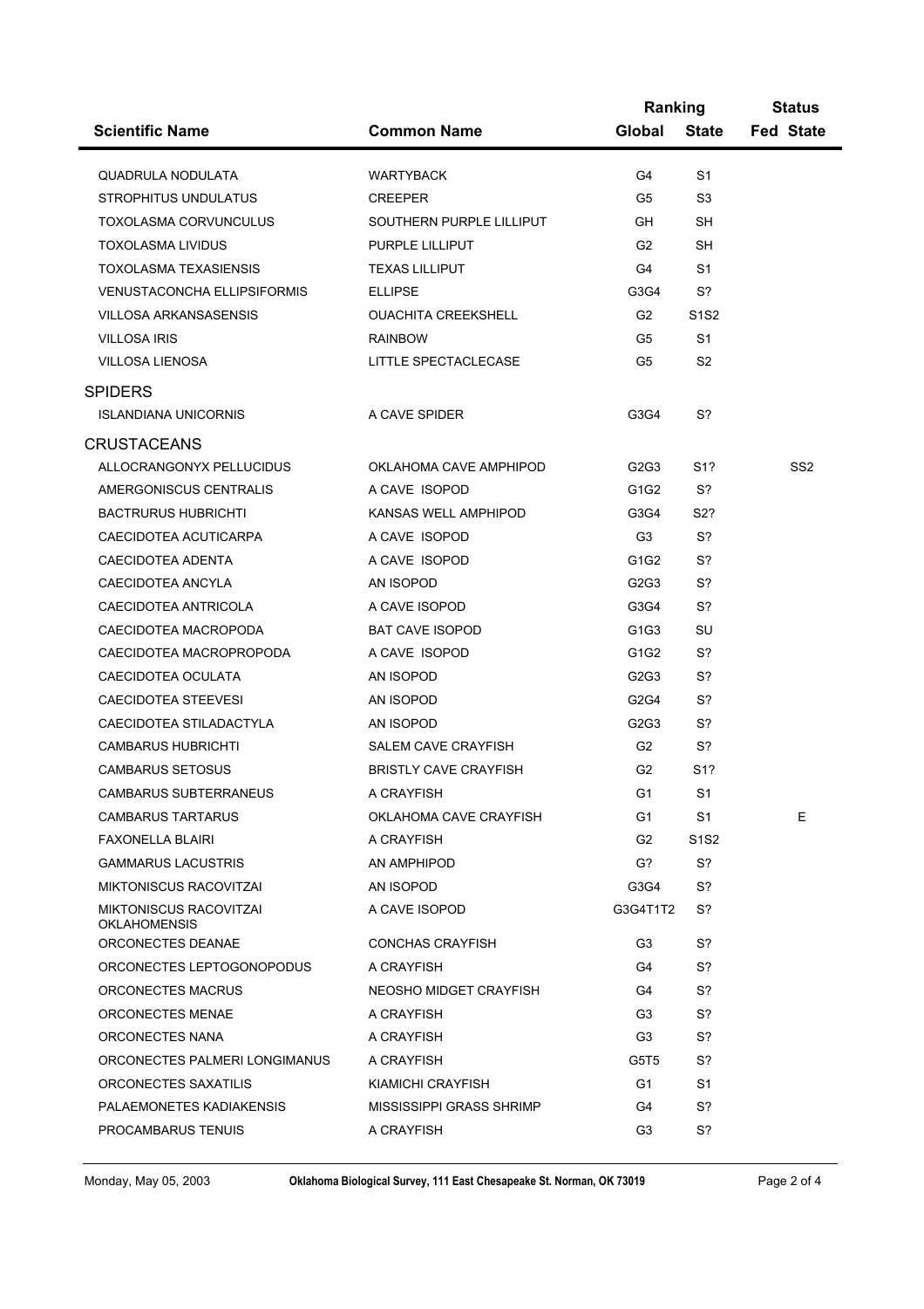| Scientific Name | Common Name | Ranking | | Status | |
|---|---|---|---|---|---|
| | | Global | State | Fed | State |
| QUADRULA NODULATA | WARTYBACK | G4 | S1 | | |
| STROPHITUS UNDULATUS | CREEPER | G5 | S3 | | |
| TOXOLASMA CORVUNCULUS | SOUTHERN PURPLE LILLIPUT | GH | SH | | |
| TOXOLASMA LIVIDUS | PURPLE LILLIPUT | G2 | SH | | |
| TOXOLASMA TEXASIENSIS | TEXAS LILLIPUT | G4 | S1 | | |
| VENUSTACONCHA ELLIPSIFORMIS | ELLIPSE | G3G4 | S? | | |
| VILLOSA ARKANSASENSIS | OUACHITA CREEKSHELL | G2 | S1S2 | | |
| VILLOSA IRIS | RAINBOW | G5 | S1 | | |
| VILLOSA LIENOSA | LITTLE SPECTACLECASE | G5 | S2 | | |
| **SPIDERS** | | | | | |
| ISLANDIANA UNICORNIS | A CAVE SPIDER | G3G4 | S? | | |
| **CRUSTACEANS** | | | | | |
| ALLOCRANGONYX PELLUCIDUS | OKLAHOMA CAVE AMPHIPOD | G2G3 | S1? | | SS2 |
| AMERGONISCUS CENTRALIS | A CAVE ISOPOD | G1G2 | S? | | |
| BACTRURUS HUBRICHTI | KANSAS WELL AMPHIPOD | G3G4 | S2? | | |
| CAECIDOTEA ACUTICARPA | A CAVE ISOPOD | G3 | S? | | |
| CAECIDOTEA ADENTA | A CAVE ISOPOD | G1G2 | S? | | |
| CAECIDOTEA ANCYLA | AN ISOPOD | G2G3 | S? | | |
| CAECIDOTEA ANTRICOLA | A CAVE ISOPOD | G3G4 | S? | | |
| CAECIDOTEA MACROPODA | BAT CAVE ISOPOD | G1G3 | SU | | |
| CAECIDOTEA MACROPROPODA | A CAVE ISOPOD | G1G2 | S? | | |
| CAECIDOTEA OCULATA | AN ISOPOD | G2G3 | S? | | |
| CAECIDOTEA STEEVESI | AN ISOPOD | G2G4 | S? | | |
| CAECIDOTEA STILADACTYLA | AN ISOPOD | G2G3 | S? | | |
| CAMBARUS HUBRICHTI | SALEM CAVE CRAYFISH | G2 | S? | | |
| CAMBARUS SETOSUS | BRISTLY CAVE CRAYFISH | G2 | S1? | | |
| CAMBARUS SUBTERRANEUS | A CRAYFISH | G1 | S1 | | |
| CAMBARUS TARTARUS | OKLAHOMA CAVE CRAYFISH | G1 | S1 | | E |
| FAXONELLA BLAIRI | A CRAYFISH | G2 | S1S2 | | |
| GAMMARUS LACUSTRIS | AN AMPHIPOD | G? | S? | | |
| MIKTONISCUS RACOVITZAI | AN ISOPOD | G3G4 | S? | | |
| MIKTONISCUS RACOVITZAI OKLAHOMENSIS | A CAVE ISOPOD | G3G4T1T2 | S? | | |
| ORCONECTES DEANAE | CONCHAS CRAYFISH | G3 | S? | | |
| ORCONECTES LEPTOGONOPODUS | A CRAYFISH | G4 | S? | | |
| ORCONECTES MACRUS | NEOSHO MIDGET CRAYFISH | G4 | S? | | |
| ORCONECTES MENAE | A CRAYFISH | G3 | S? | | |
| ORCONECTES NANA | A CRAYFISH | G3 | S? | | |
| ORCONECTES PALMERI LONGIMANUS | A CRAYFISH | G5T5 | S? | | |
| ORCONECTES SAXATILIS | KIAMICHI CRAYFISH | G1 | S1 | | |
| PALAEMONETES KADIAKENSIS | MISSISSIPPI GRASS SHRIMP | G4 | S? | | |
| PROCAMBARUS TENUIS | A CRAYFISH | G3 | S? | | |

Monday, May 05, 2003 — Oklahoma Biological Survey, 111 East Chesapeake St. Norman, OK 73019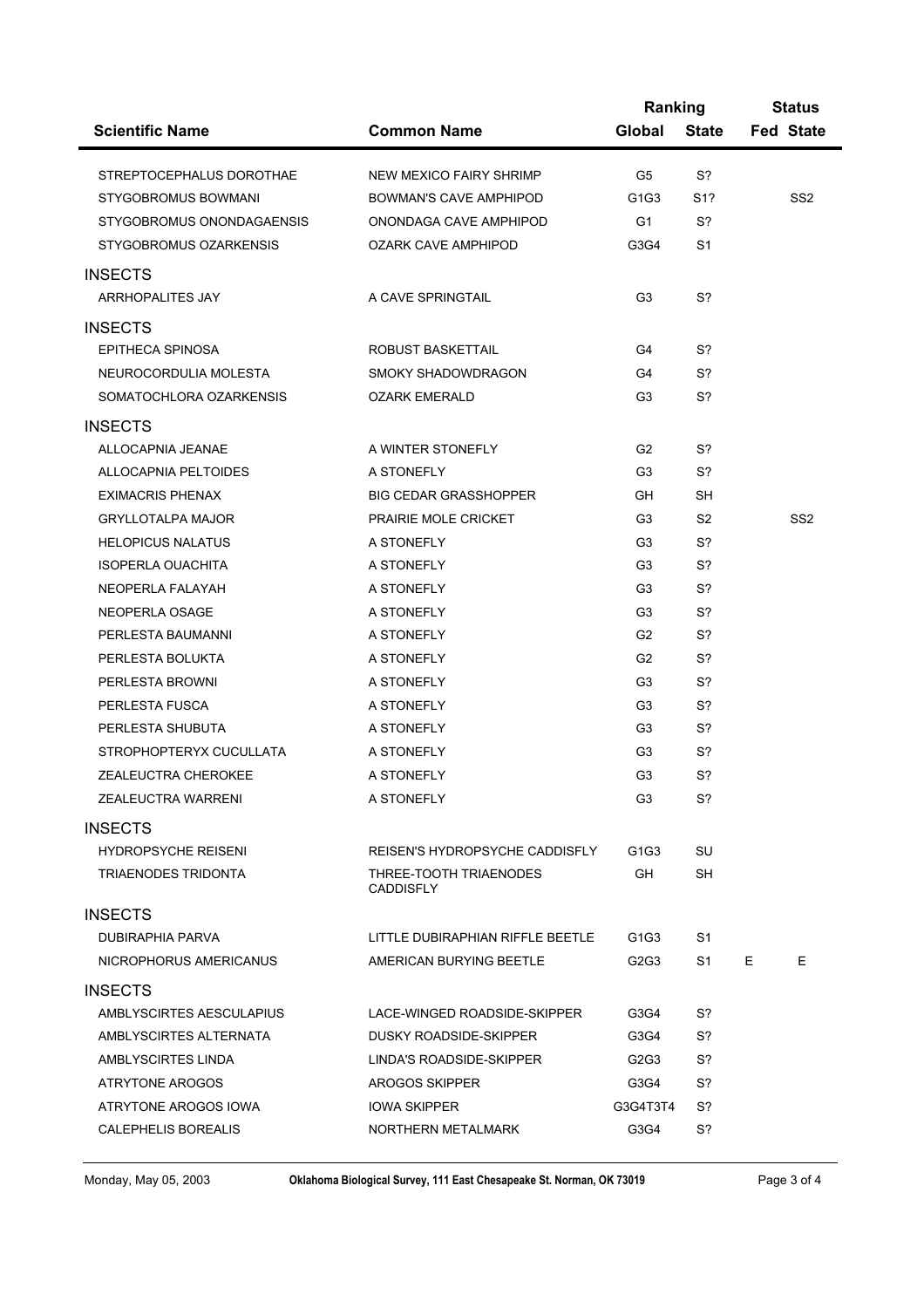| Scientific Name | Common Name | Ranking | | Status | |
|---|---|---|---|---|---|
| | | Global | State | Fed | State |
| STREPTOCEPHALUS DOROTHAE | NEW MEXICO FAIRY SHRIMP | G5 | S? | | |
| STYGOBROMUS BOWMANI | BOWMAN'S CAVE AMPHIPOD | G1G3 | S1? | | SS2 |
| STYGOBROMUS ONONDAGAENSIS | ONONDAGA CAVE AMPHIPOD | G1 | S? | | |
| STYGOBROMUS OZARKENSIS | OZARK CAVE AMPHIPOD | G3G4 | S1 | | |
| **INSECTS** | | | | | |
| ARRHOPALITES JAY | A CAVE SPRINGTAIL | G3 | S? | | |
| **INSECTS** | | | | | |
| EPITHECA SPINOSA | ROBUST BASKETTAIL | G4 | S? | | |
| NEUROCORDULIA MOLESTA | SMOKY SHADOWDRAGON | G4 | S? | | |
| SOMATOCHLORA OZARKENSIS | OZARK EMERALD | G3 | S? | | |
| **INSECTS** | | | | | |
| ALLOCAPNIA JEANAE | A WINTER STONEFLY | G2 | S? | | |
| ALLOCAPNIA PELTOIDES | A STONEFLY | G3 | S? | | |
| EXIMACRIS PHENAX | BIG CEDAR GRASSHOPPER | GH | SH | | |
| GRYLLOTALPA MAJOR | PRAIRIE MOLE CRICKET | G3 | S2 | | SS2 |
| HELOPICUS NALATUS | A STONEFLY | G3 | S? | | |
| ISOPERLA OUACHITA | A STONEFLY | G3 | S? | | |
| NEOPERLA FALAYAH | A STONEFLY | G3 | S? | | |
| NEOPERLA OSAGE | A STONEFLY | G3 | S? | | |
| PERLESTA BAUMANNI | A STONEFLY | G2 | S? | | |
| PERLESTA BOLUKTA | A STONEFLY | G2 | S? | | |
| PERLESTA BROWNI | A STONEFLY | G3 | S? | | |
| PERLESTA FUSCA | A STONEFLY | G3 | S? | | |
| PERLESTA SHUBUTA | A STONEFLY | G3 | S? | | |
| STROPHOPTERYX CUCULLATA | A STONEFLY | G3 | S? | | |
| ZEALEUCTRA CHEROKEE | A STONEFLY | G3 | S? | | |
| ZEALEUCTRA WARRENI | A STONEFLY | G3 | S? | | |
| **INSECTS** | | | | | |
| HYDROPSYCHE REISENI | REISEN'S HYDROPSYCHE CADDISFLY | G1G3 | SU | | |
| TRIAENODES TRIDONTA | THREE-TOOTH TRIAENODES CADDISFLY | GH | SH | | |
| **INSECTS** | | | | | |
| DUBIRAPHIA PARVA | LITTLE DUBIRAPHIAN RIFFLE BEETLE | G1G3 | S1 | | |
| NICROPHORUS AMERICANUS | AMERICAN BURYING BEETLE | G2G3 | S1 | E | E |
| **INSECTS** | | | | | |
| AMBLYSCIRTES AESCULAPIUS | LACE-WINGED ROADSIDE-SKIPPER | G3G4 | S? | | |
| AMBLYSCIRTES ALTERNATA | DUSKY ROADSIDE-SKIPPER | G3G4 | S? | | |
| AMBLYSCIRTES LINDA | LINDA'S ROADSIDE-SKIPPER | G2G3 | S? | | |
| ATRYTONE AROGOS | AROGOS SKIPPER | G3G4 | S? | | |
| ATRYTONE AROGOS IOWA | IOWA SKIPPER | G3G4T3T4 | S? | | |
| CALEPHELIS BOREALIS | NORTHERN METALMARK | G3G4 | S? | | |

Monday, May 05, 2003 **Oklahoma Biological Survey, 111 East Chesapeake St. Norman, OK 73019**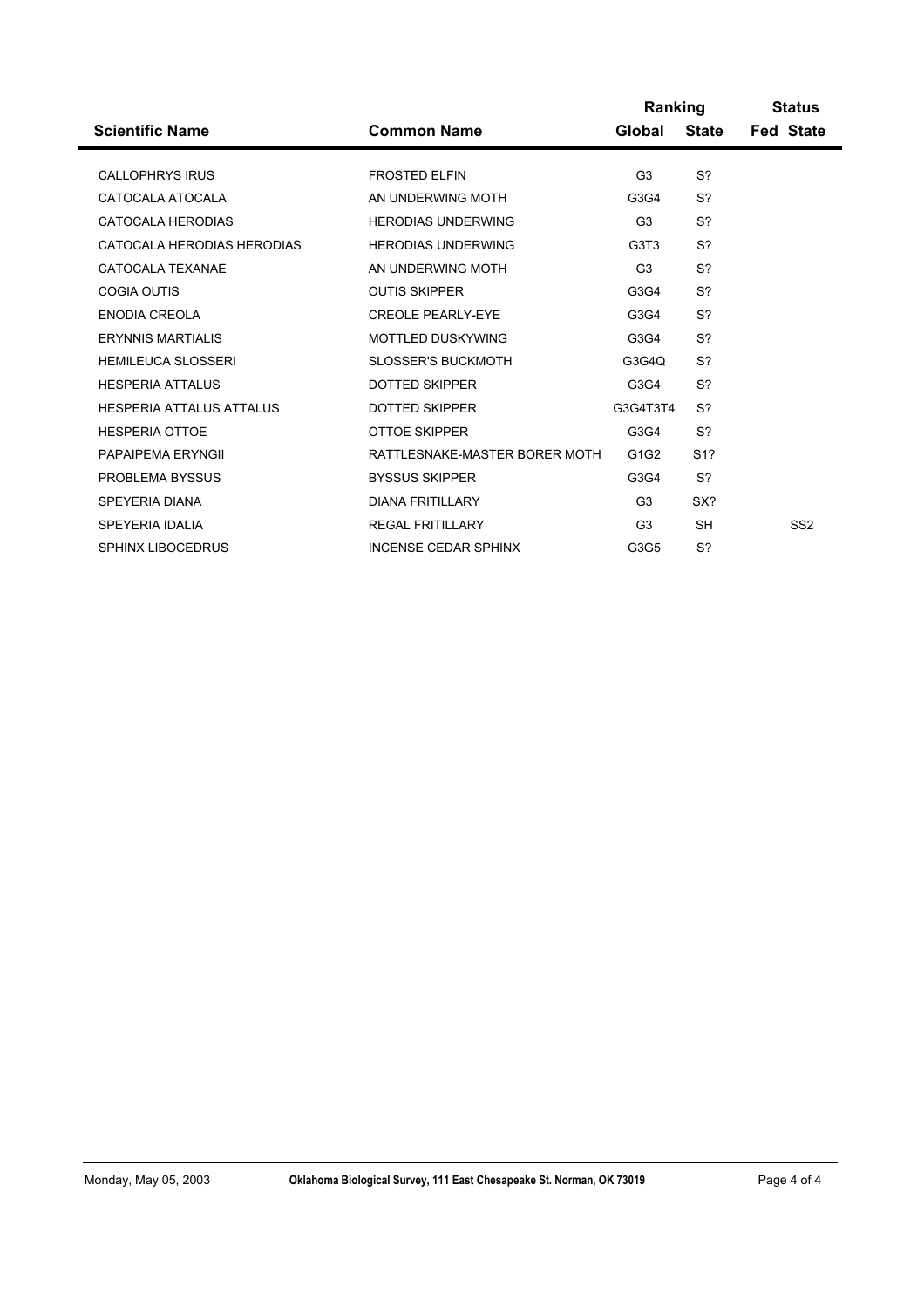| Scientific Name | Common Name | Ranking | | Status | |
|---|---|---|---|---|---|
| | | Global | State | Fed | State |
| CALLOPHRYS IRUS | FROSTED ELFIN | G3 | S? | | |
| CATOCALA ATOCALA | AN UNDERWING MOTH | G3G4 | S? | | |
| CATOCALA HERODIAS | HERODIAS UNDERWING | G3 | S? | | |
| CATOCALA HERODIAS HERODIAS | HERODIAS UNDERWING | G3T3 | S? | | |
| CATOCALA TEXANAE | AN UNDERWING MOTH | G3 | S? | | |
| COGIA OUTIS | OUTIS SKIPPER | G3G4 | S? | | |
| ENODIA CREOLA | CREOLE PEARLY-EYE | G3G4 | S? | | |
| ERYNNIS MARTIALIS | MOTTLED DUSKYWING | G3G4 | S? | | |
| HEMILEUCA SLOSSERI | SLOSSER'S BUCKMOTH | G3G4Q | S? | | |
| HESPERIA ATTALUS | DOTTED SKIPPER | G3G4 | S? | | |
| HESPERIA ATTALUS ATTALUS | DOTTED SKIPPER | G3G4T3T4 | S? | | |
| HESPERIA OTTOE | OTTOE SKIPPER | G3G4 | S? | | |
| PAPAIPEMA ERYNGII | RATTLESNAKE-MASTER BORER MOTH | G1G2 | S1? | | |
| PROBLEMA BYSSUS | BYSSUS SKIPPER | G3G4 | S? | | |
| SPEYERIA DIANA | DIANA FRITILLARY | G3 | SX? | | |
| SPEYERIA IDALIA | REGAL FRITILLARY | G3 | SH | | SS2 |
| SPHINX LIBOCEDRUS | INCENSE CEDAR SPHINX | G3G5 | S? | | |

Monday, May 05, 2003 **Oklahoma Biological Survey, 111 East Chesapeake St. Norman, OK 73019**